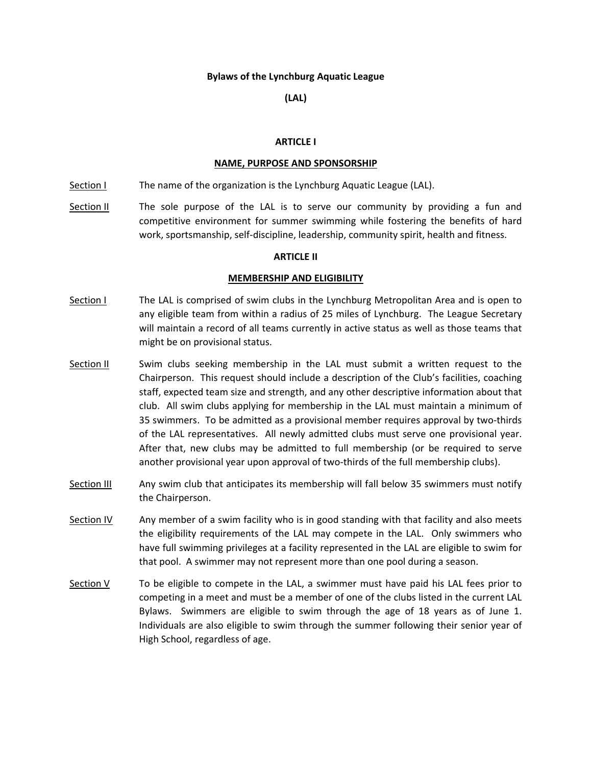# Bylaws of the Lynchburg Aquatic League

**(LAL)**

## ARTICLE I

### NAME, PURPOSE AND SPONSORSHIP

Section I — The name of the organization is the Lynchburg Aquatic League (LAL).

Section II — The sole purpose of the LAL is to serve our community by providing a fun and competitive environment for summer swimming while fostering the benefits of hard work, sportsmanship, self-discipline, leadership, community spirit, health and fitness.

## ARTICLE II

### MEMBERSHIP AND ELIGIBILITY

Section I — The LAL is comprised of swim clubs in the Lynchburg Metropolitan Area and is open to any eligible team from within a radius of 25 miles of Lynchburg. The League Secretary will maintain a record of all teams currently in active status as well as those teams that might be on provisional status.

Section II — Swim clubs seeking membership in the LAL must submit a written request to the Chairperson. This request should include a description of the Club's facilities, coaching staff, expected team size and strength, and any other descriptive information about that club. All swim clubs applying for membership in the LAL must maintain a minimum of 35 swimmers. To be admitted as a provisional member requires approval by two-thirds of the LAL representatives. All newly admitted clubs must serve one provisional year. After that, new clubs may be admitted to full membership (or be required to serve another provisional year upon approval of two-thirds of the full membership clubs).

Section III — Any swim club that anticipates its membership will fall below 35 swimmers must notify the Chairperson.

Section IV — Any member of a swim facility who is in good standing with that facility and also meets the eligibility requirements of the LAL may compete in the LAL. Only swimmers who have full swimming privileges at a facility represented in the LAL are eligible to swim for that pool. A swimmer may not represent more than one pool during a season.

Section V — To be eligible to compete in the LAL, a swimmer must have paid his LAL fees prior to competing in a meet and must be a member of one of the clubs listed in the current LAL Bylaws. Swimmers are eligible to swim through the age of 18 years as of June 1. Individuals are also eligible to swim through the summer following their senior year of High School, regardless of age.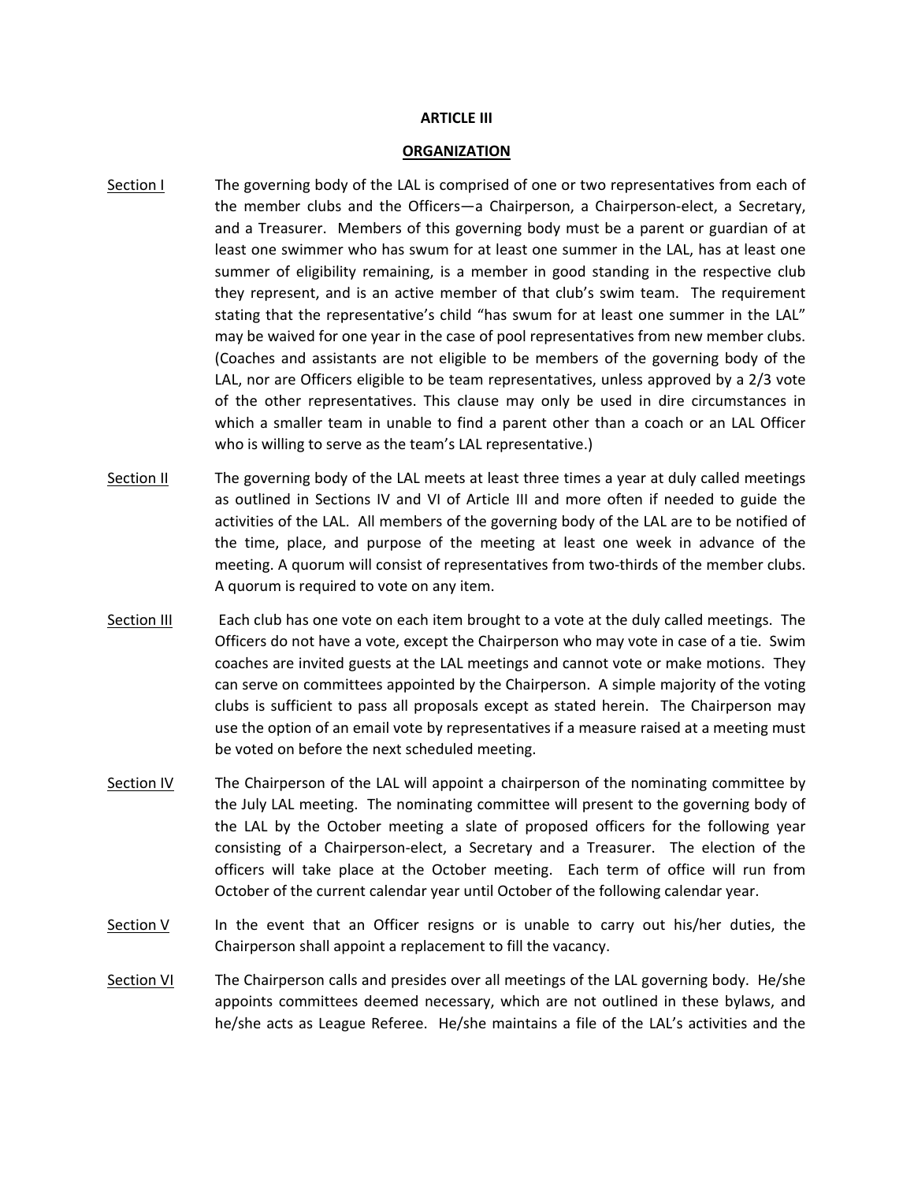## ARTICLE III

## ORGANIZATION

<u>Section I</u> The governing body of the LAL is comprised of one or two representatives from each of the member clubs and the Officers—a Chairperson, a Chairperson-elect, a Secretary, and a Treasurer. Members of this governing body must be a parent or guardian of at least one swimmer who has swum for at least one summer in the LAL, has at least one summer of eligibility remaining, is a member in good standing in the respective club they represent, and is an active member of that club's swim team. The requirement stating that the representative's child "has swum for at least one summer in the LAL" may be waived for one year in the case of pool representatives from new member clubs. (Coaches and assistants are not eligible to be members of the governing body of the LAL, nor are Officers eligible to be team representatives, unless approved by a 2/3 vote of the other representatives. This clause may only be used in dire circumstances in which a smaller team in unable to find a parent other than a coach or an LAL Officer who is willing to serve as the team's LAL representative.)

<u>Section II</u> The governing body of the LAL meets at least three times a year at duly called meetings as outlined in Sections IV and VI of Article III and more often if needed to guide the activities of the LAL. All members of the governing body of the LAL are to be notified of the time, place, and purpose of the meeting at least one week in advance of the meeting. A quorum will consist of representatives from two-thirds of the member clubs. A quorum is required to vote on any item.

<u>Section III</u> Each club has one vote on each item brought to a vote at the duly called meetings. The Officers do not have a vote, except the Chairperson who may vote in case of a tie. Swim coaches are invited guests at the LAL meetings and cannot vote or make motions. They can serve on committees appointed by the Chairperson. A simple majority of the voting clubs is sufficient to pass all proposals except as stated herein. The Chairperson may use the option of an email vote by representatives if a measure raised at a meeting must be voted on before the next scheduled meeting.

<u>Section IV</u> The Chairperson of the LAL will appoint a chairperson of the nominating committee by the July LAL meeting. The nominating committee will present to the governing body of the LAL by the October meeting a slate of proposed officers for the following year consisting of a Chairperson-elect, a Secretary and a Treasurer. The election of the officers will take place at the October meeting. Each term of office will run from October of the current calendar year until October of the following calendar year.

<u>Section V</u> In the event that an Officer resigns or is unable to carry out his/her duties, the Chairperson shall appoint a replacement to fill the vacancy.

<u>Section VI</u> The Chairperson calls and presides over all meetings of the LAL governing body. He/she appoints committees deemed necessary, which are not outlined in these bylaws, and he/she acts as League Referee. He/she maintains a file of the LAL's activities and the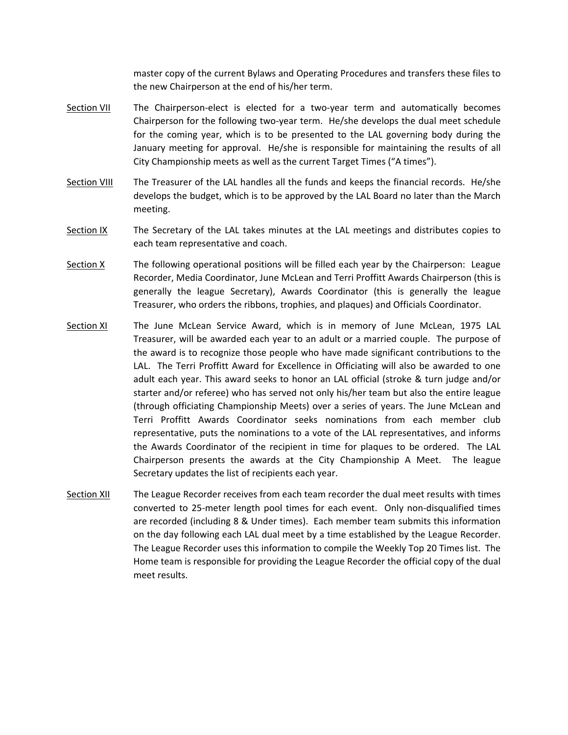master copy of the current Bylaws and Operating Procedures and transfers these files to the new Chairperson at the end of his/her term.

<u>Section VII</u> The Chairperson-elect is elected for a two-year term and automatically becomes Chairperson for the following two-year term. He/she develops the dual meet schedule for the coming year, which is to be presented to the LAL governing body during the January meeting for approval. He/she is responsible for maintaining the results of all City Championship meets as well as the current Target Times ("A times").

<u>Section VIII</u> The Treasurer of the LAL handles all the funds and keeps the financial records. He/she develops the budget, which is to be approved by the LAL Board no later than the March meeting.

<u>Section IX</u> The Secretary of the LAL takes minutes at the LAL meetings and distributes copies to each team representative and coach.

<u>Section X</u> The following operational positions will be filled each year by the Chairperson: League Recorder, Media Coordinator, June McLean and Terri Proffitt Awards Chairperson (this is generally the league Secretary), Awards Coordinator (this is generally the league Treasurer, who orders the ribbons, trophies, and plaques) and Officials Coordinator.

<u>Section XI</u> The June McLean Service Award, which is in memory of June McLean, 1975 LAL Treasurer, will be awarded each year to an adult or a married couple. The purpose of the award is to recognize those people who have made significant contributions to the LAL. The Terri Proffitt Award for Excellence in Officiating will also be awarded to one adult each year. This award seeks to honor an LAL official (stroke & turn judge and/or starter and/or referee) who has served not only his/her team but also the entire league (through officiating Championship Meets) over a series of years. The June McLean and Terri Proffitt Awards Coordinator seeks nominations from each member club representative, puts the nominations to a vote of the LAL representatives, and informs the Awards Coordinator of the recipient in time for plaques to be ordered. The LAL Chairperson presents the awards at the City Championship A Meet. The league Secretary updates the list of recipients each year.

<u>Section XII</u> The League Recorder receives from each team recorder the dual meet results with times converted to 25-meter length pool times for each event. Only non-disqualified times are recorded (including 8 & Under times). Each member team submits this information on the day following each LAL dual meet by a time established by the League Recorder. The League Recorder uses this information to compile the Weekly Top 20 Times list. The Home team is responsible for providing the League Recorder the official copy of the dual meet results.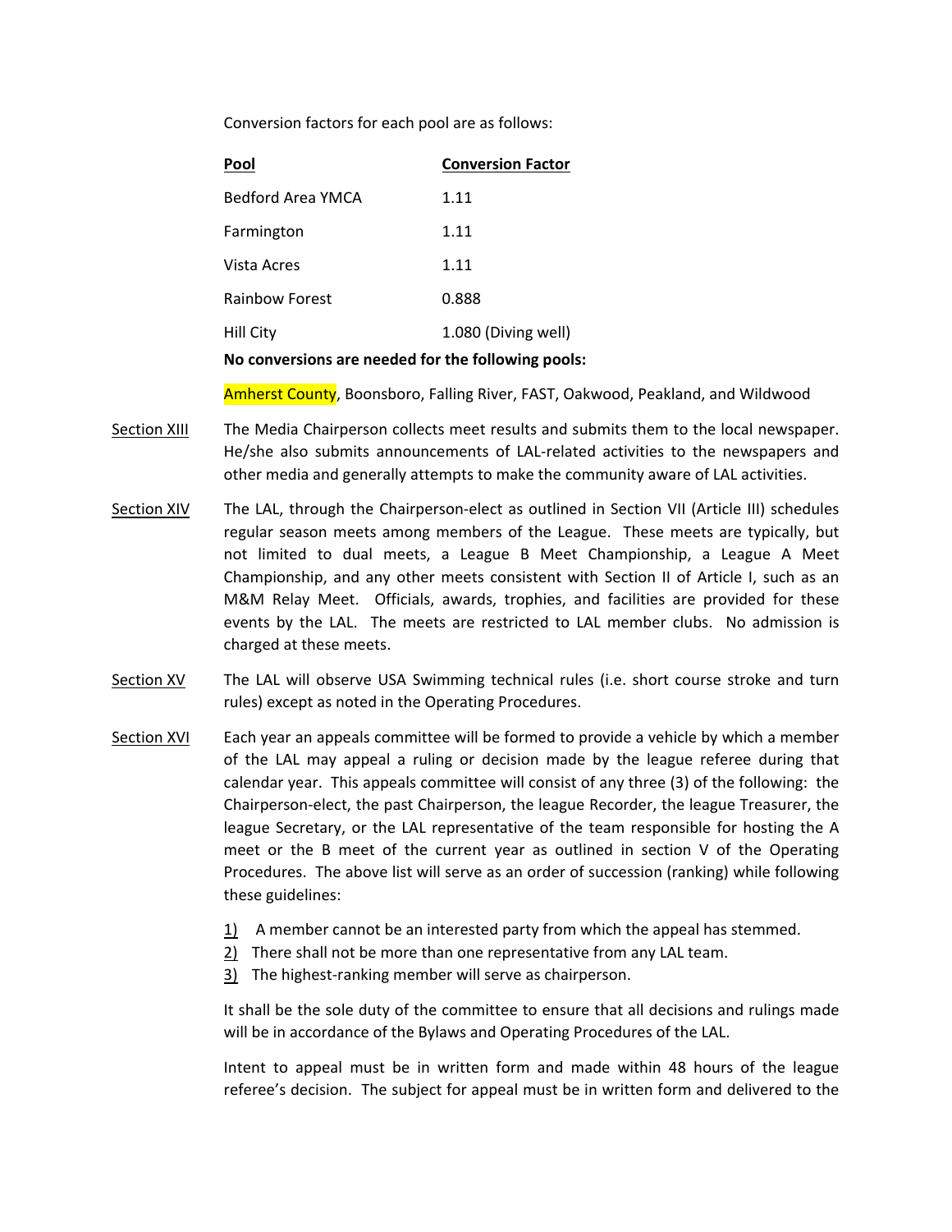Conversion factors for each pool are as follows:

| Pool | Conversion Factor |
|---|---|
| Bedford Area YMCA | 1.11 |
| Farmington | 1.11 |
| Vista Acres | 1.11 |
| Rainbow Forest | 0.888 |
| Hill City | 1.080 (Diving well) |

**No conversions are needed for the following pools:**

Amherst County, Boonsboro, Falling River, FAST, Oakwood, Peakland, and Wildwood

Section XIII The Media Chairperson collects meet results and submits them to the local newspaper. He/she also submits announcements of LAL-related activities to the newspapers and other media and generally attempts to make the community aware of LAL activities.

Section XIV The LAL, through the Chairperson-elect as outlined in Section VII (Article III) schedules regular season meets among members of the League. These meets are typically, but not limited to dual meets, a League B Meet Championship, a League A Meet Championship, and any other meets consistent with Section II of Article I, such as an M&M Relay Meet. Officials, awards, trophies, and facilities are provided for these events by the LAL. The meets are restricted to LAL member clubs. No admission is charged at these meets.

Section XV The LAL will observe USA Swimming technical rules (i.e. short course stroke and turn rules) except as noted in the Operating Procedures.

Section XVI Each year an appeals committee will be formed to provide a vehicle by which a member of the LAL may appeal a ruling or decision made by the league referee during that calendar year. This appeals committee will consist of any three (3) of the following: the Chairperson-elect, the past Chairperson, the league Recorder, the league Treasurer, the league Secretary, or the LAL representative of the team responsible for hosting the A meet or the B meet of the current year as outlined in section V of the Operating Procedures. The above list will serve as an order of succession (ranking) while following these guidelines:

1) A member cannot be an interested party from which the appeal has stemmed.
2) There shall not be more than one representative from any LAL team.
3) The highest-ranking member will serve as chairperson.

It shall be the sole duty of the committee to ensure that all decisions and rulings made will be in accordance of the Bylaws and Operating Procedures of the LAL.

Intent to appeal must be in written form and made within 48 hours of the league referee's decision. The subject for appeal must be in written form and delivered to the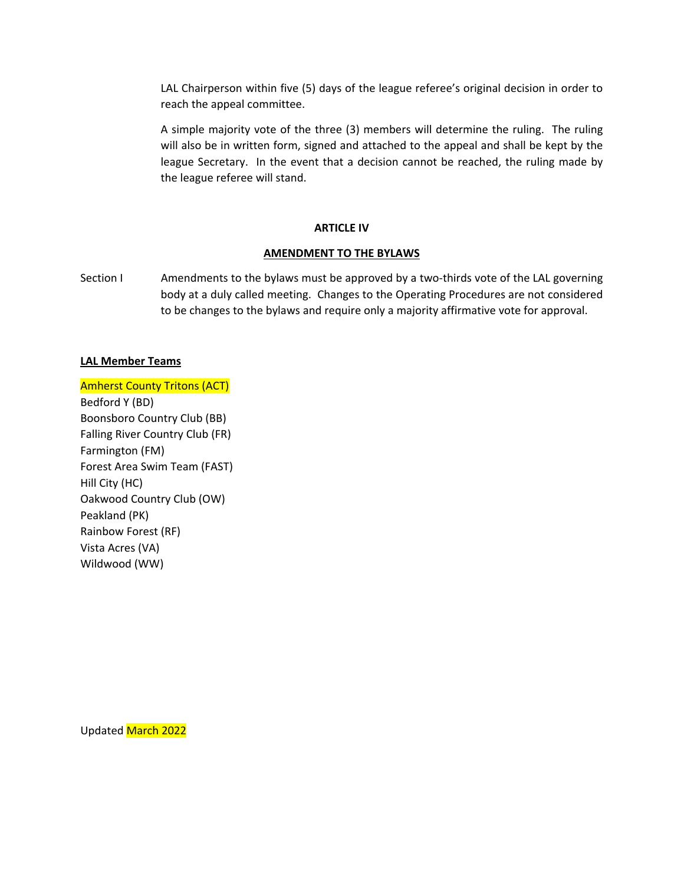LAL Chairperson within five (5) days of the league referee's original decision in order to reach the appeal committee.

A simple majority vote of the three (3) members will determine the ruling. The ruling will also be in written form, signed and attached to the appeal and shall be kept by the league Secretary. In the event that a decision cannot be reached, the ruling made by the league referee will stand.

## ARTICLE IV

## AMENDMENT TO THE BYLAWS

Section I Amendments to the bylaws must be approved by a two-thirds vote of the LAL governing body at a duly called meeting. Changes to the Operating Procedures are not considered to be changes to the bylaws and require only a majority affirmative vote for approval.

**LAL Member Teams**

Amherst County Tritons (ACT)
Bedford Y (BD)
Boonsboro Country Club (BB)
Falling River Country Club (FR)
Farmington (FM)
Forest Area Swim Team (FAST)
Hill City (HC)
Oakwood Country Club (OW)
Peakland (PK)
Rainbow Forest (RF)
Vista Acres (VA)
Wildwood (WW)

Updated March 2022